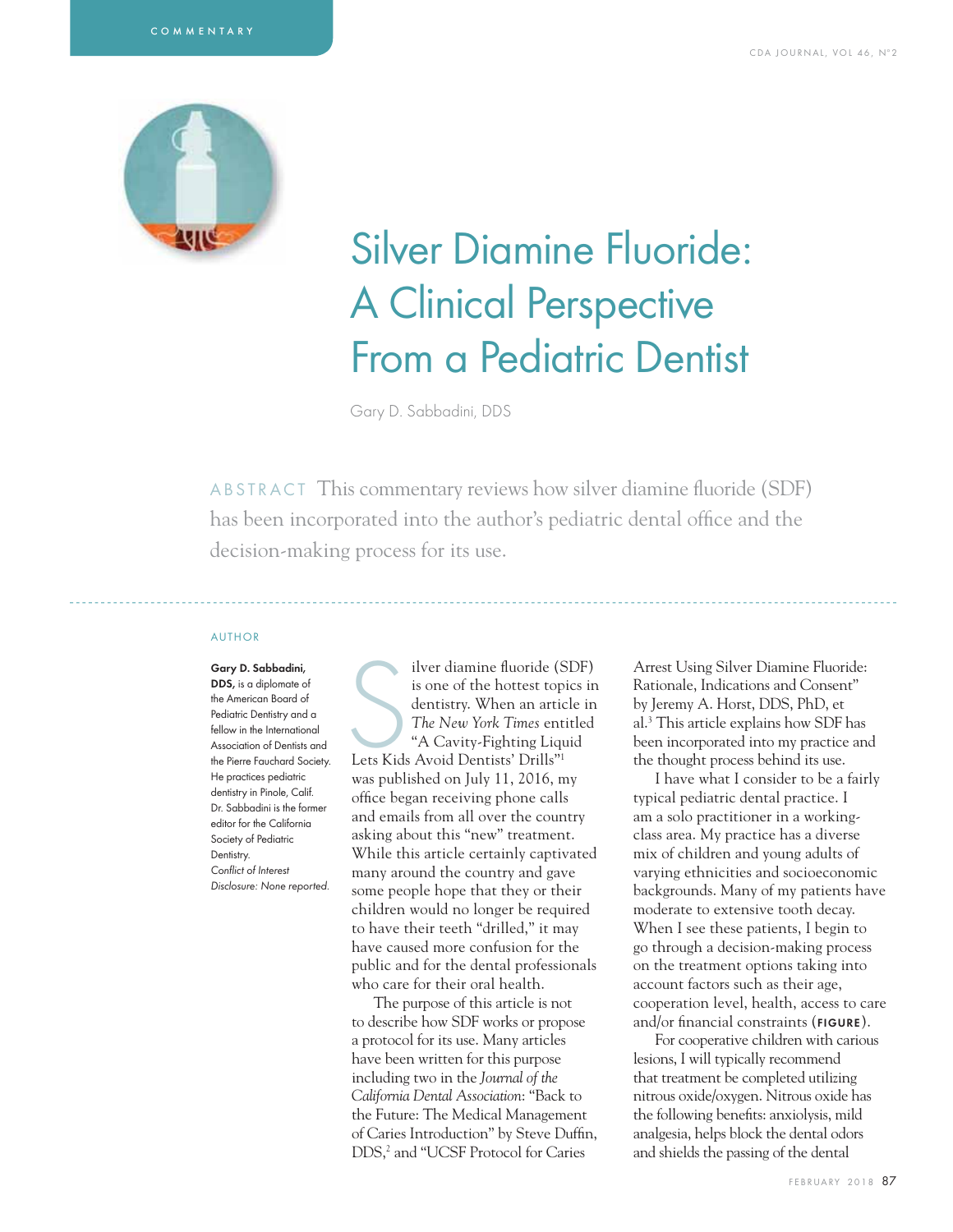COMMENTARY

# Silver Diamine Fluoride: A Clinical Perspective From a Pediatric Dentist

Gary D. Sabbadini, DDS

ABSTRACT This commentary reviews how silver diamine fluoride (SDF) has been incorporated into the author's pediatric dental office and the decision-making process for its use.

AUTHOR

**Gary D. Sabbadini, DDS,** is a diplomate of the American Board of Pediatric Dentistry and a fellow in the International Association of Dentists and the Pierre Fauchard Society. He practices pediatric dentistry in Pinole, Calif. Dr. Sabbadini is the former editor for the California Society of Pediatric Dentistry.
*Conflict of Interest Disclosure: None reported.*

Silver diamine fluoride (SDF) is one of the hottest topics in dentistry. When an article in *The New York Times* entitled "A Cavity-Fighting Liquid Lets Kids Avoid Dentists' Drills"[1] was published on July 11, 2016, my office began receiving phone calls and emails from all over the country asking about this "new" treatment. While this article certainly captivated many around the country and gave some people hope that they or their children would no longer be required to have their teeth "drilled," it may have caused more confusion for the public and for the dental professionals who care for their oral health.

The purpose of this article is not to describe how SDF works or propose a protocol for its use. Many articles have been written for this purpose including two in the *Journal of the California Dental Association*: "Back to the Future: The Medical Management of Caries Introduction" by Steve Duffin, DDS,[2] and "UCSF Protocol for Caries Arrest Using Silver Diamine Fluoride: Rationale, Indications and Consent" by Jeremy A. Horst, DDS, PhD, et al.[3] This article explains how SDF has been incorporated into my practice and the thought process behind its use.

I have what I consider to be a fairly typical pediatric dental practice. I am a solo practitioner in a working-class area. My practice has a diverse mix of children and young adults of varying ethnicities and socioeconomic backgrounds. Many of my patients have moderate to extensive tooth decay. When I see these patients, I begin to go through a decision-making process on the treatment options taking into account factors such as their age, cooperation level, health, access to care and/or financial constraints (**FIGURE**).

For cooperative children with carious lesions, I will typically recommend that treatment be completed utilizing nitrous oxide/oxygen. Nitrous oxide has the following benefits: anxiolysis, mild analgesia, helps block the dental odors and shields the passing of the dental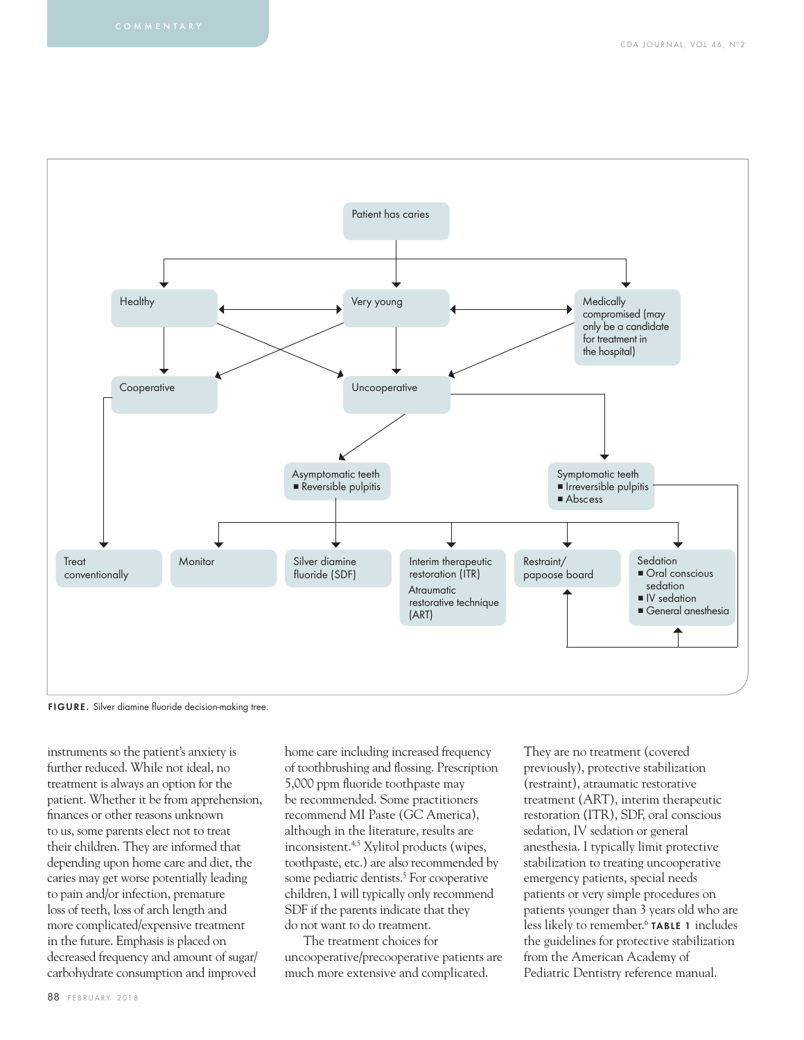Patient has caries

Healthy

Very young

Medically compromised (may only be a candidate for treatment in the hospital)

Cooperative

Uncooperative

Asymptomatic teeth
- Reversible pulpitis

Symptomatic teeth
- Irreversible pulpitis
- Abscess

Treat conventionally

Monitor

Silver diamine fluoride (SDF)

Interim therapeutic restoration (ITR)
Atraumatic restorative technique (ART)

Restraint/ papoose board

Sedation
- Oral conscious sedation
- IV sedation
- General anesthesia

**FIGURE.** Silver diamine fluoride decision-making tree.

instruments so the patient's anxiety is further reduced. While not ideal, no treatment is always an option for the patient. Whether it be from apprehension, finances or other reasons unknown to us, some parents elect not to treat their children. They are informed that depending upon home care and diet, the caries may get worse potentially leading to pain and/or infection, premature loss of teeth, loss of arch length and more complicated/expensive treatment in the future. Emphasis is placed on decreased frequency and amount of sugar/carbohydrate consumption and improved home care including increased frequency of toothbrushing and flossing. Prescription 5,000 ppm fluoride toothpaste may be recommended. Some practitioners recommend MI Paste (GC America), although in the literature, results are inconsistent.[4,5] Xylitol products (wipes, toothpaste, etc.) are also recommended by some pediatric dentists.[5] For cooperative children, I will typically only recommend SDF if the parents indicate that they do not want to do treatment.

The treatment choices for uncooperative/precooperative patients are much more extensive and complicated. They are no treatment (covered previously), protective stabilization (restraint), atraumatic restorative treatment (ART), interim therapeutic restoration (ITR), SDF, oral conscious sedation, IV sedation or general anesthesia. I typically limit protective stabilization to treating uncooperative emergency patients, special needs patients or very simple procedures on patients younger than 3 years old who are less likely to remember.[6] **TABLE 1** includes the guidelines for protective stabilization from the American Academy of Pediatric Dentistry reference manual.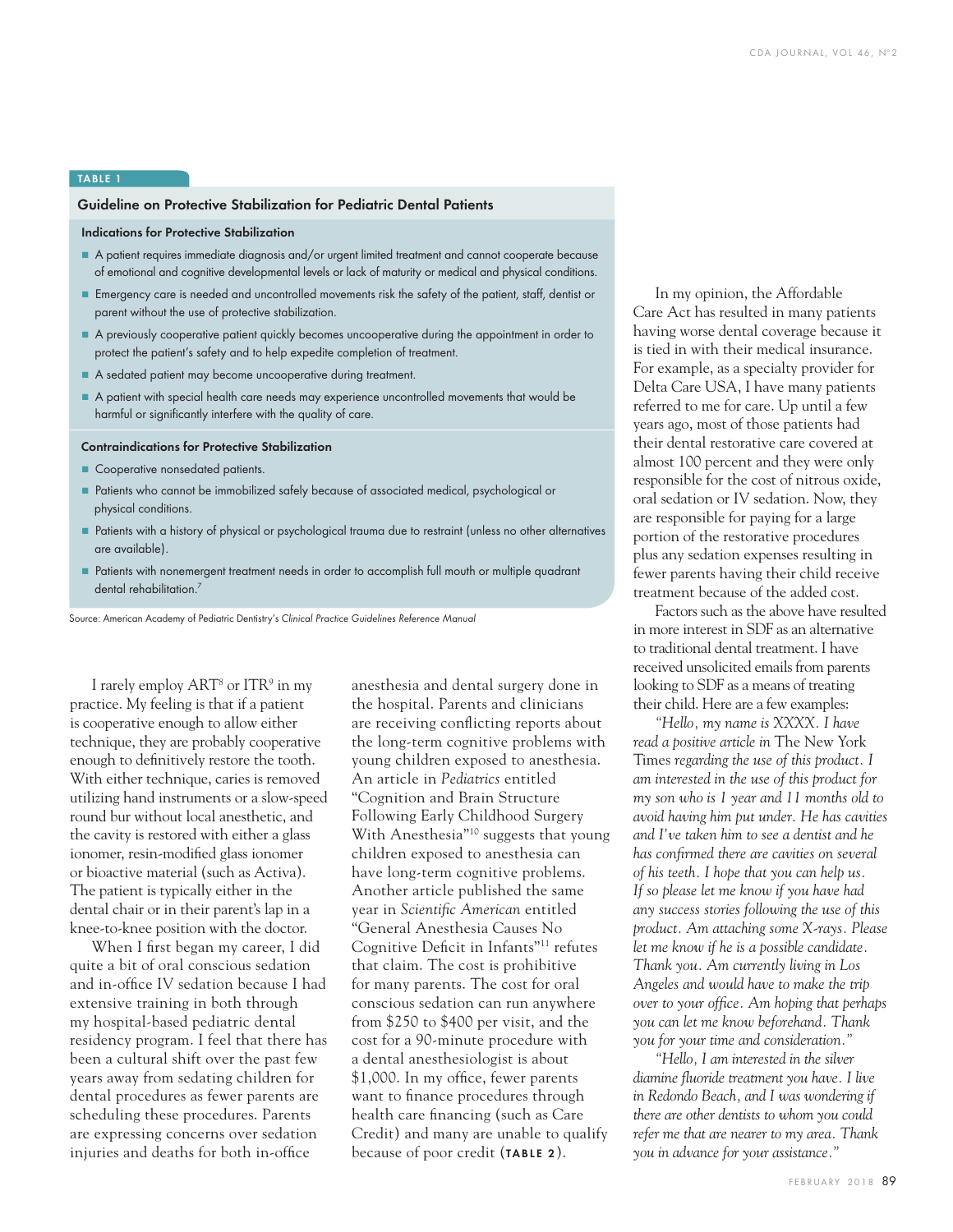**TABLE 1**

### Guideline on Protective Stabilization for Pediatric Dental Patients

**Indications for Protective Stabilization**

- A patient requires immediate diagnosis and/or urgent limited treatment and cannot cooperate because of emotional and cognitive developmental levels or lack of maturity or medical and physical conditions.
- Emergency care is needed and uncontrolled movements risk the safety of the patient, staff, dentist or parent without the use of protective stabilization.
- A previously cooperative patient quickly becomes uncooperative during the appointment in order to protect the patient's safety and to help expedite completion of treatment.
- A sedated patient may become uncooperative during treatment.
- A patient with special health care needs may experience uncontrolled movements that would be harmful or significantly interfere with the quality of care.

**Contraindications for Protective Stabilization**

- Cooperative nonsedated patients.
- Patients who cannot be immobilized safely because of associated medical, psychological or physical conditions.
- Patients with a history of physical or psychological trauma due to restraint (unless no other alternatives are available).
- Patients with nonemergent treatment needs in order to accomplish full mouth or multiple quadrant dental rehabilitation.[7]

Source: American Academy of Pediatric Dentistry's *Clinical Practice Guidelines Reference Manual*

I rarely employ ART[8] or ITR[9] in my practice. My feeling is that if a patient is cooperative enough to allow either technique, they are probably cooperative enough to definitively restore the tooth. With either technique, caries is removed utilizing hand instruments or a slow-speed round bur without local anesthetic, and the cavity is restored with either a glass ionomer, resin-modified glass ionomer or bioactive material (such as Activa). The patient is typically either in the dental chair or in their parent's lap in a knee-to-knee position with the doctor.

When I first began my career, I did quite a bit of oral conscious sedation and in-office IV sedation because I had extensive training in both through my hospital-based pediatric dental residency program. I feel that there has been a cultural shift over the past few years away from sedating children for dental procedures as fewer parents are scheduling these procedures. Parents are expressing concerns over sedation injuries and deaths for both in-office anesthesia and dental surgery done in the hospital. Parents and clinicians are receiving conflicting reports about the long-term cognitive problems with young children exposed to anesthesia. An article in *Pediatrics* entitled "Cognition and Brain Structure Following Early Childhood Surgery With Anesthesia"[10] suggests that young children exposed to anesthesia can have long-term cognitive problems. Another article published the same year in *Scientific American* entitled "General Anesthesia Causes No Cognitive Deficit in Infants"[11] refutes that claim. The cost is prohibitive for many parents. The cost for oral conscious sedation can run anywhere from $250 to $400 per visit, and the cost for a 90-minute procedure with a dental anesthesiologist is about $1,000. In my office, fewer parents want to finance procedures through health care financing (such as Care Credit) and many are unable to qualify because of poor credit (**TABLE 2**).

In my opinion, the Affordable Care Act has resulted in many patients having worse dental coverage because it is tied in with their medical insurance. For example, as a specialty provider for Delta Care USA, I have many patients referred to me for care. Up until a few years ago, most of those patients had their dental restorative care covered at almost 100 percent and they were only responsible for the cost of nitrous oxide, oral sedation or IV sedation. Now, they are responsible for paying for a large portion of the restorative procedures plus any sedation expenses resulting in fewer parents having their child receive treatment because of the added cost.

Factors such as the above have resulted in more interest in SDF as an alternative to traditional dental treatment. I have received unsolicited emails from parents looking to SDF as a means of treating their child. Here are a few examples:

*"Hello, my name is XXXX. I have read a positive article in* The New York Times *regarding the use of this product. I am interested in the use of this product for my son who is 1 year and 11 months old to avoid having him put under. He has cavities and I've taken him to see a dentist and he has confirmed there are cavities on several of his teeth. I hope that you can help us. If so please let me know if you have had any success stories following the use of this product. Am attaching some X-rays. Please let me know if he is a possible candidate. Thank you. Am currently living in Los Angeles and would have to make the trip over to your office. Am hoping that perhaps you can let me know beforehand. Thank you for your time and consideration."*

*"Hello, I am interested in the silver diamine fluoride treatment you have. I live in Redondo Beach, and I was wondering if there are other dentists to whom you could refer me that are nearer to my area. Thank you in advance for your assistance."*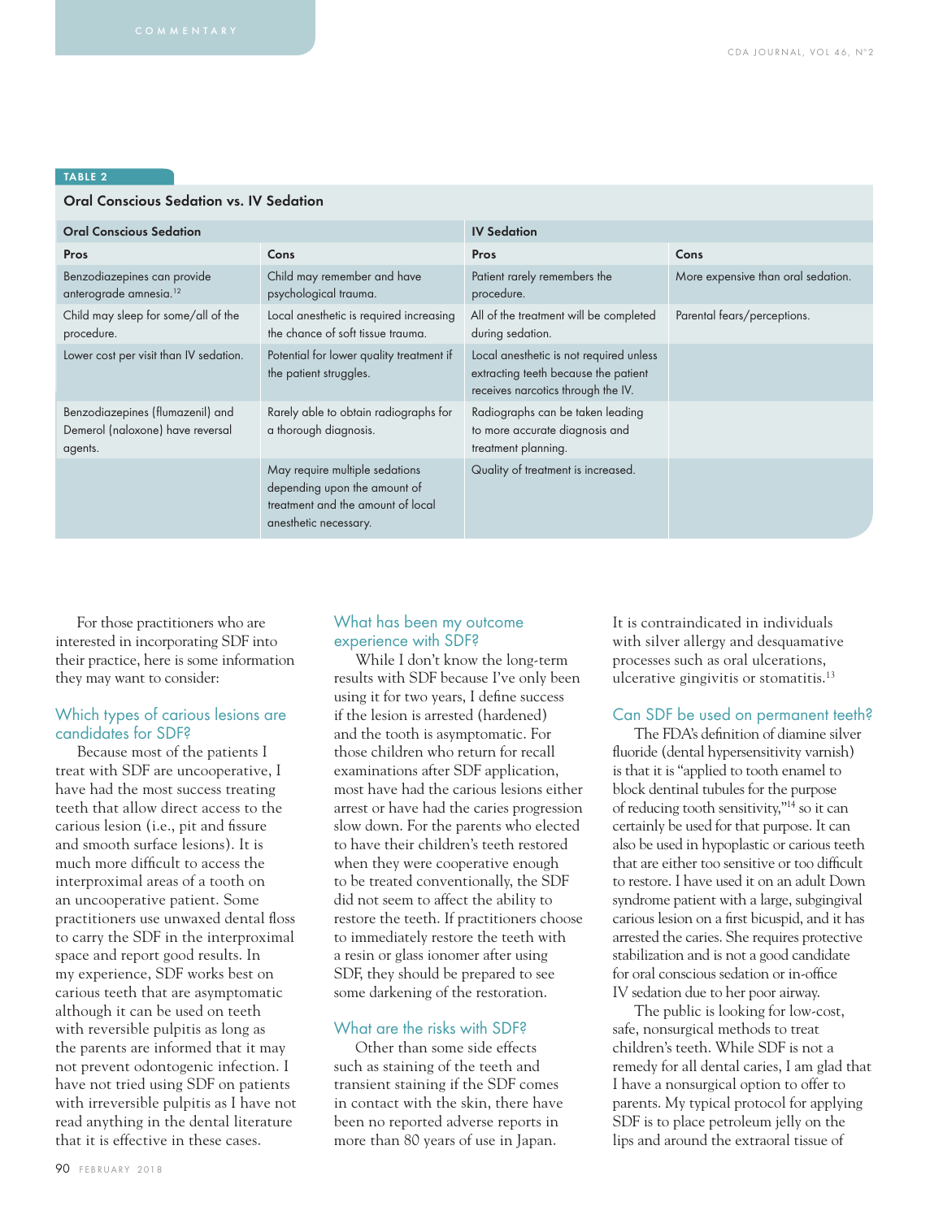**TABLE 2**

**Oral Conscious Sedation vs. IV Sedation**

| Oral Conscious Sedation | | IV Sedation | |
|---|---|---|---|
| **Pros** | **Cons** | **Pros** | **Cons** |
| Benzodiazepines can provide anterograde amnesia.[12] | Child may remember and have psychological trauma. | Patient rarely remembers the procedure. | More expensive than oral sedation. |
| Child may sleep for some/all of the procedure. | Local anesthetic is required increasing the chance of soft tissue trauma. | All of the treatment will be completed during sedation. | Parental fears/perceptions. |
| Lower cost per visit than IV sedation. | Potential for lower quality treatment if the patient struggles. | Local anesthetic is not required unless extracting teeth because the patient receives narcotics through the IV. | |
| Benzodiazepines (flumazenil) and Demerol (naloxone) have reversal agents. | Rarely able to obtain radiographs for a thorough diagnosis. | Radiographs can be taken leading to more accurate diagnosis and treatment planning. | |
| | May require multiple sedations depending upon the amount of treatment and the amount of local anesthetic necessary. | Quality of treatment is increased. | |

For those practitioners who are interested in incorporating SDF into their practice, here is some information they may want to consider:

## Which types of carious lesions are candidates for SDF?

Because most of the patients I treat with SDF are uncooperative, I have had the most success treating teeth that allow direct access to the carious lesion (i.e., pit and fissure and smooth surface lesions). It is much more difficult to access the interproximal areas of a tooth on an uncooperative patient. Some practitioners use unwaxed dental floss to carry the SDF in the interproximal space and report good results. In my experience, SDF works best on carious teeth that are asymptomatic although it can be used on teeth with reversible pulpitis as long as the parents are informed that it may not prevent odontogenic infection. I have not tried using SDF on patients with irreversible pulpitis as I have not read anything in the dental literature that it is effective in these cases.

## What has been my outcome experience with SDF?

While I don't know the long-term results with SDF because I've only been using it for two years, I define success if the lesion is arrested (hardened) and the tooth is asymptomatic. For those children who return for recall examinations after SDF application, most have had the carious lesions either arrest or have had the caries progression slow down. For the parents who elected to have their children's teeth restored when they were cooperative enough to be treated conventionally, the SDF did not seem to affect the ability to restore the teeth. If practitioners choose to immediately restore the teeth with a resin or glass ionomer after using SDF, they should be prepared to see some darkening of the restoration.

## What are the risks with SDF?

Other than some side effects such as staining of the teeth and transient staining if the SDF comes in contact with the skin, there have been no reported adverse reports in more than 80 years of use in Japan. It is contraindicated in individuals with silver allergy and desquamative processes such as oral ulcerations, ulcerative gingivitis or stomatitis.[13]

## Can SDF be used on permanent teeth?

The FDA's definition of diamine silver fluoride (dental hypersensitivity varnish) is that it is "applied to tooth enamel to block dentinal tubules for the purpose of reducing tooth sensitivity,"[14] so it can certainly be used for that purpose. It can also be used in hypoplastic or carious teeth that are either too sensitive or too difficult to restore. I have used it on an adult Down syndrome patient with a large, subgingival carious lesion on a first bicuspid, and it has arrested the caries. She requires protective stabilization and is not a good candidate for oral conscious sedation or in-office IV sedation due to her poor airway.

The public is looking for low-cost, safe, nonsurgical methods to treat children's teeth. While SDF is not a remedy for all dental caries, I am glad that I have a nonsurgical option to offer to parents. My typical protocol for applying SDF is to place petroleum jelly on the lips and around the extraoral tissue of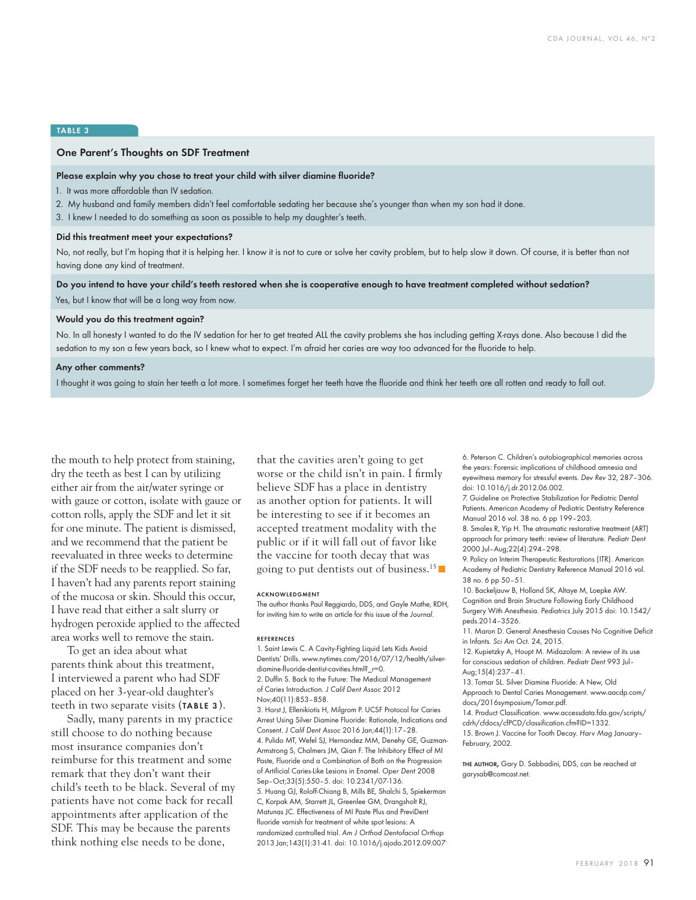**TABLE 3**

**One Parent's Thoughts on SDF Treatment**

**Please explain why you chose to treat your child with silver diamine fluoride?**

1. It was more affordable than IV sedation.
2. My husband and family members didn't feel comfortable sedating her because she's younger than when my son had it done.
3. I knew I needed to do something as soon as possible to help my daughter's teeth.

**Did this treatment meet your expectations?**

No, not really, but I'm hoping that it is helping her. I know it is not to cure or solve her cavity problem, but to help slow it down. Of course, it is better than not having done any kind of treatment.

**Do you intend to have your child's teeth restored when she is cooperative enough to have treatment completed without sedation?**

Yes, but I know that will be a long way from now.

**Would you do this treatment again?**

No. In all honesty I wanted to do the IV sedation for her to get treated ALL the cavity problems she has including getting X-rays done. Also because I did the sedation to my son a few years back, so I knew what to expect. I'm afraid her caries are way too advanced for the fluoride to help.

**Any other comments?**

I thought it was going to stain her teeth a lot more. I sometimes forget her teeth have the fluoride and think her teeth are all rotten and ready to fall out.

the mouth to help protect from staining, dry the teeth as best I can by utilizing either air from the air/water syringe or with gauze or cotton, isolate with gauze or cotton rolls, apply the SDF and let it sit for one minute. The patient is dismissed, and we recommend that the patient be reevaluated in three weeks to determine if the SDF needs to be reapplied. So far, I haven't had any parents report staining of the mucosa or skin. Should this occur, I have read that either a salt slurry or hydrogen peroxide applied to the affected area works well to remove the stain.

To get an idea about what parents think about this treatment, I interviewed a parent who had SDF placed on her 3-year-old daughter's teeth in two separate visits (**TABLE 3**).

Sadly, many parents in my practice still choose to do nothing because most insurance companies don't reimburse for this treatment and some remark that they don't want their child's teeth to be black. Several of my patients have not come back for recall appointments after application of the SDF. This may be because the parents think nothing else needs to be done, that the cavities aren't going to get worse or the child isn't in pain. I firmly believe SDF has a place in dentistry as another option for patients. It will be interesting to see if it becomes an accepted treatment modality with the public or if it will fall out of favor like the vaccine for tooth decay that was going to put dentists out of business.[15]

#### ACKNOWLEDGMENT

The author thanks Paul Reggiardo, DDS, and Gayle Mathe, RDH, for inviting him to write an article for this issue of the *Journal*.

#### REFERENCES

1. Saint Lewis C. A Cavity-Fighting Liquid Lets Kids Avoid Dentists' Drills. www.nytimes.com/2016/07/12/health/silver-diamine-fluoride-dentist-cavities.html?_r=0.
2. Duffin S. Back to the Future: The Medical Management of Caries Introduction. *J Calif Dent Assoc* 2012 Nov;40(11):853–858.
3. Horst J, Ellenikiotis H, Milgrom P. UCSF Protocol for Caries Arrest Using Silver Diamine Fluoride: Rationale, Indications and Consent. *J Calif Dent Assoc* 2016 Jan;44(1):17–28.
4. Pulido MT, Wefel SJ, Hernandez MM, Denehy GE, Guzman-Armstrong S, Chalmers JM, Qian F. The Inhibitory Effect of MI Paste, Fluoride and a Combination of Both on the Progression of Artificial Caries-Like Lesions in Enamel. *Oper Dent* 2008 Sep–Oct;33(5):550–5. doi: 10.2341/07-136.
5. Huang GJ, Roloff-Chiang B, Mills BE, Shalchi S, Spiekerman C, Korpak AM, Starrett JL, Greenlee GM, Drangsholt RJ, Matunas JC. Effectiveness of MI Paste Plus and PreviDent fluoride varnish for treatment of white spot lesions: A randomized controlled trial. *Am J Orthod Dentofacial Orthop* 2013 Jan;143(1):31-41. doi: 10.1016/j.ajodo.2012.09.007.
6. Peterson C. Children's autobiographical memories across the years: Forensic implications of childhood amnesia and eyewitness memory for stressful events. *Dev Rev* 32, 287–306. doi: 10.1016/j.dr.2012.06.002.
7. Guideline on Protective Stabilization for Pediatric Dental Patients. American Academy of Pediatric Dentistry Reference Manual 2016 vol. 38 no. 6 pp 199–203.
8. Smales R, Yip H. The atraumatic restorative treatment (ART) approach for primary teeth: review of literature. *Pediatr Dent* 2000 Jul–Aug;22(4):294–298.
9. Policy on Interim Therapeutic Restorations (ITR). American Academy of Pediatric Dentistry Reference Manual 2016 vol. 38 no. 6 pp 50–51.
10. Backeljauw B, Holland SK, Altaye M, Loepke AW. Cognition and Brain Structure Following Early Childhood Surgery With Anesthesia. *Pediatrics* July 2015 doi: 10.1542/peds.2014-3526.
11. Maron D. General Anesthesia Causes No Cognitive Deficit in Infants. *Sci Am* Oct. 24, 2015.
12. Kupietzky A, Houpt M. Midazolam: A review of its use for conscious sedation of children. *Pediatr Dent* 993 Jul–Aug;15(4):237–41.
13. Tomar SL. Silver Diamine Fluoride: A New, Old Approach to Dental Caries Management. www.aacdp.com/docs/2016symposium/Tomar.pdf.
14. Product Classification. www.accessdata.fda.gov/scripts/cdrh/cfdocs/cfPCD/classification.cfm?ID=1332.
15. Brown J. Vaccine for Tooth Decay. *Harv Mag* January–February, 2002.

**THE AUTHOR,** Gary D. Sabbadini, DDS, can be reached at garysab@comcast.net.